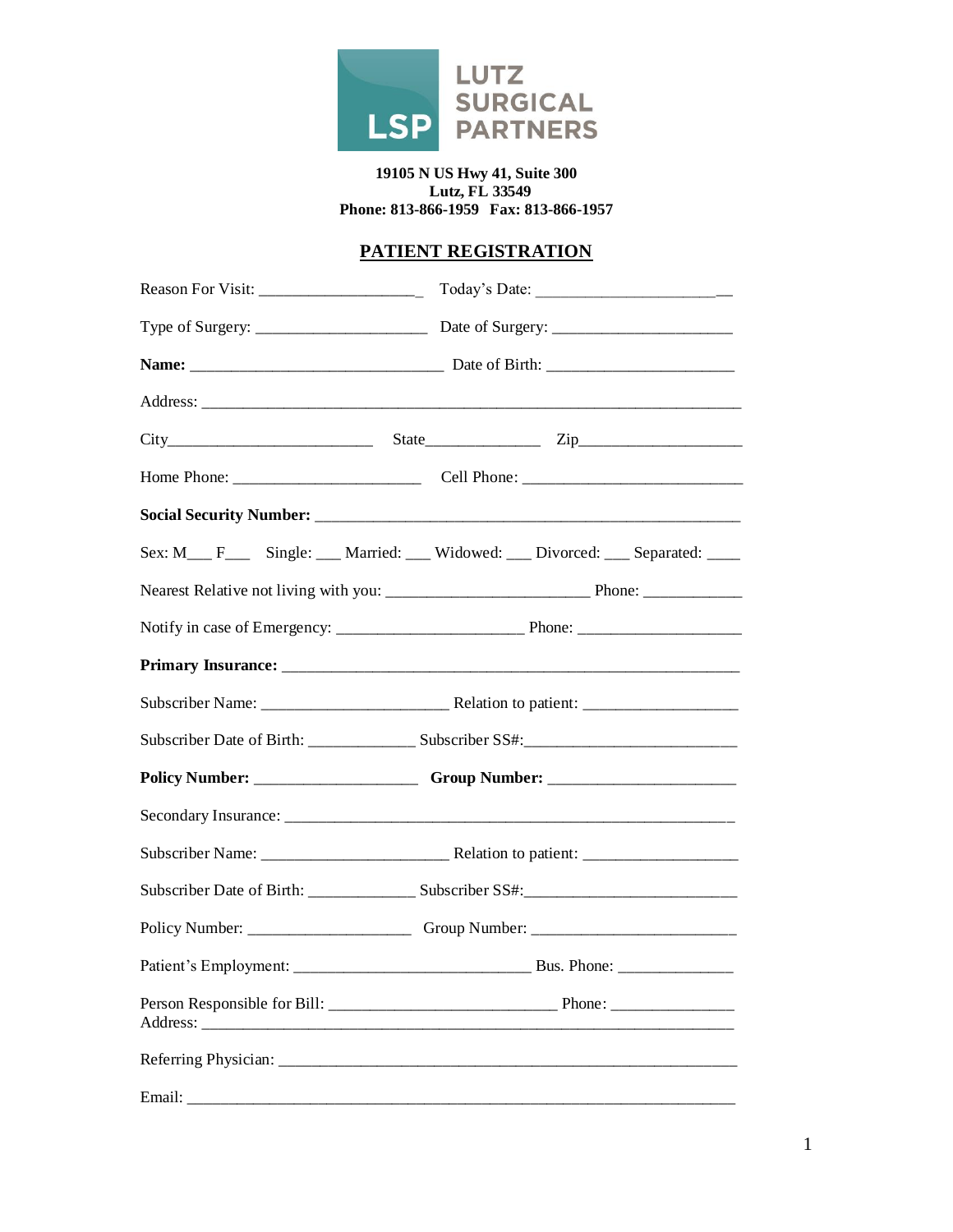LSP LUTZ SURGICAL PARTNERS

**19105 N US Hwy 41, Suite 300**
**Lutz, FL 33549**
**Phone: 813-866-1959 Fax: 813-866-1957**

## PATIENT REGISTRATION

Reason For Visit: ____________________ Today's Date: ________________________

Type of Surgery: ______________________ Date of Surgery: _______________________

**Name:** ________________________________ Date of Birth: ________________________

Address: _____________________________________________________________________

City__________________________ State_______________ Zip_____________________

Home Phone: ________________________ Cell Phone: ____________________________

**Social Security Number:** _______________________________________________________

Sex: M___ F___ Single: ___ Married: ___ Widowed: ___ Divorced: ___ Separated: ____

Nearest Relative not living with you: __________________________ Phone: _____________

Notify in case of Emergency: _______________________ Phone: _____________________

**Primary Insurance:** ___________________________________________________________

Subscriber Name: ________________________ Relation to patient: ____________________

Subscriber Date of Birth: ______________ Subscriber SS#:___________________________

**Policy Number:** _____________________ **Group Number:** ________________________

Secondary Insurance: ____________________________________________________________

Subscriber Name: ________________________ Relation to patient: ____________________

Subscriber Date of Birth: ______________ Subscriber SS#:___________________________

Policy Number: _____________________ Group Number: __________________________

Patient's Employment: ______________________________ Bus. Phone: _______________

Person Responsible for Bill: _____________________________ Phone: ________________
Address: _____________________________________________________________________

Referring Physician: ______________________________________________________________

Email: _______________________________________________________________________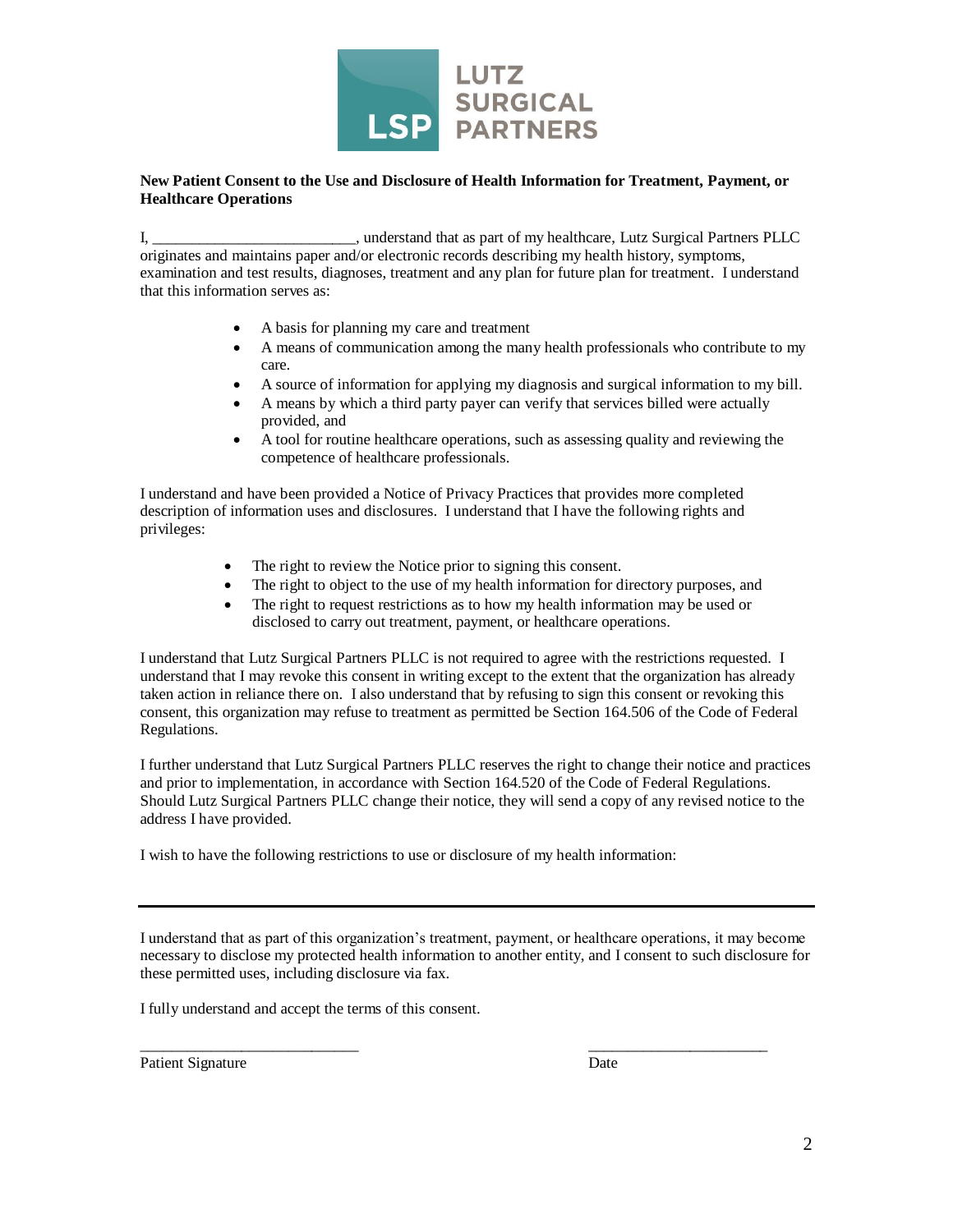LUTZ SURGICAL PARTNERS

**New Patient Consent to the Use and Disclosure of Health Information for Treatment, Payment, or Healthcare Operations**

I, __________________________, understand that as part of my healthcare, Lutz Surgical Partners PLLC originates and maintains paper and/or electronic records describing my health history, symptoms, examination and test results, diagnoses, treatment and any plan for future plan for treatment. I understand that this information serves as:

- A basis for planning my care and treatment
- A means of communication among the many health professionals who contribute to my care.
- A source of information for applying my diagnosis and surgical information to my bill.
- A means by which a third party payer can verify that services billed were actually provided, and
- A tool for routine healthcare operations, such as assessing quality and reviewing the competence of healthcare professionals.

I understand and have been provided a Notice of Privacy Practices that provides more completed description of information uses and disclosures. I understand that I have the following rights and privileges:

- The right to review the Notice prior to signing this consent.
- The right to object to the use of my health information for directory purposes, and
- The right to request restrictions as to how my health information may be used or disclosed to carry out treatment, payment, or healthcare operations.

I understand that Lutz Surgical Partners PLLC is not required to agree with the restrictions requested. I understand that I may revoke this consent in writing except to the extent that the organization has already taken action in reliance there on. I also understand that by refusing to sign this consent or revoking this consent, this organization may refuse to treatment as permitted be Section 164.506 of the Code of Federal Regulations.

I further understand that Lutz Surgical Partners PLLC reserves the right to change their notice and practices and prior to implementation, in accordance with Section 164.520 of the Code of Federal Regulations. Should Lutz Surgical Partners PLLC change their notice, they will send a copy of any revised notice to the address I have provided.

I wish to have the following restrictions to use or disclosure of my health information:

______________________________________________________________________________

I understand that as part of this organization's treatment, payment, or healthcare operations, it may become necessary to disclose my protected health information to another entity, and I consent to such disclosure for these permitted uses, including disclosure via fax.

I fully understand and accept the terms of this consent.

_____________________________ _________________________

Patient Signature Date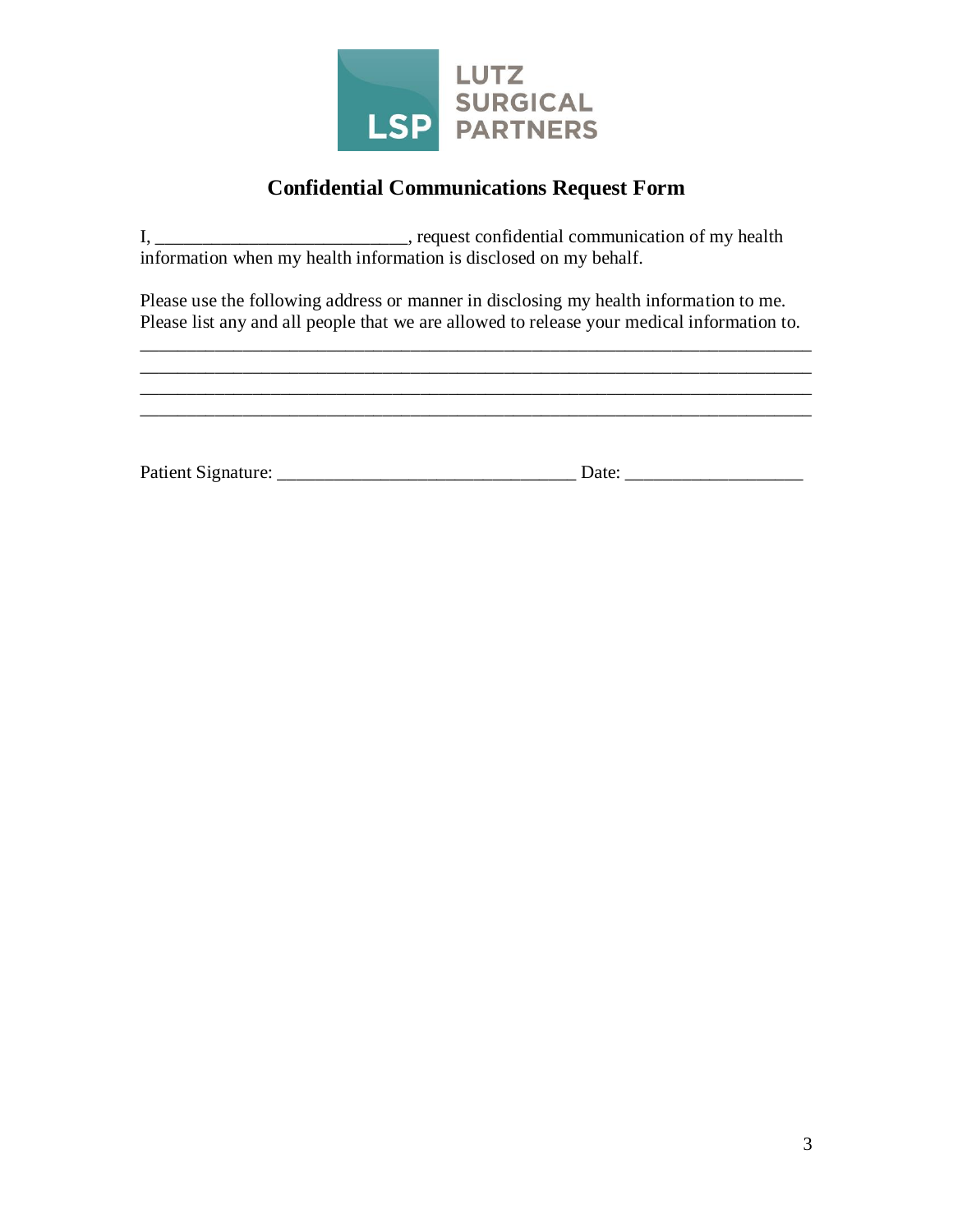LUTZ SURGICAL PARTNERS

## Confidential Communications Request Form

I, ___________________________, request confidential communication of my health information when my health information is disclosed on my behalf.

Please use the following address or manner in disclosing my health information to me. Please list any and all people that we are allowed to release your medical information to.

___________________________________________________________________________
___________________________________________________________________________
___________________________________________________________________________
___________________________________________________________________________

Patient Signature: ________________________________ Date: ___________________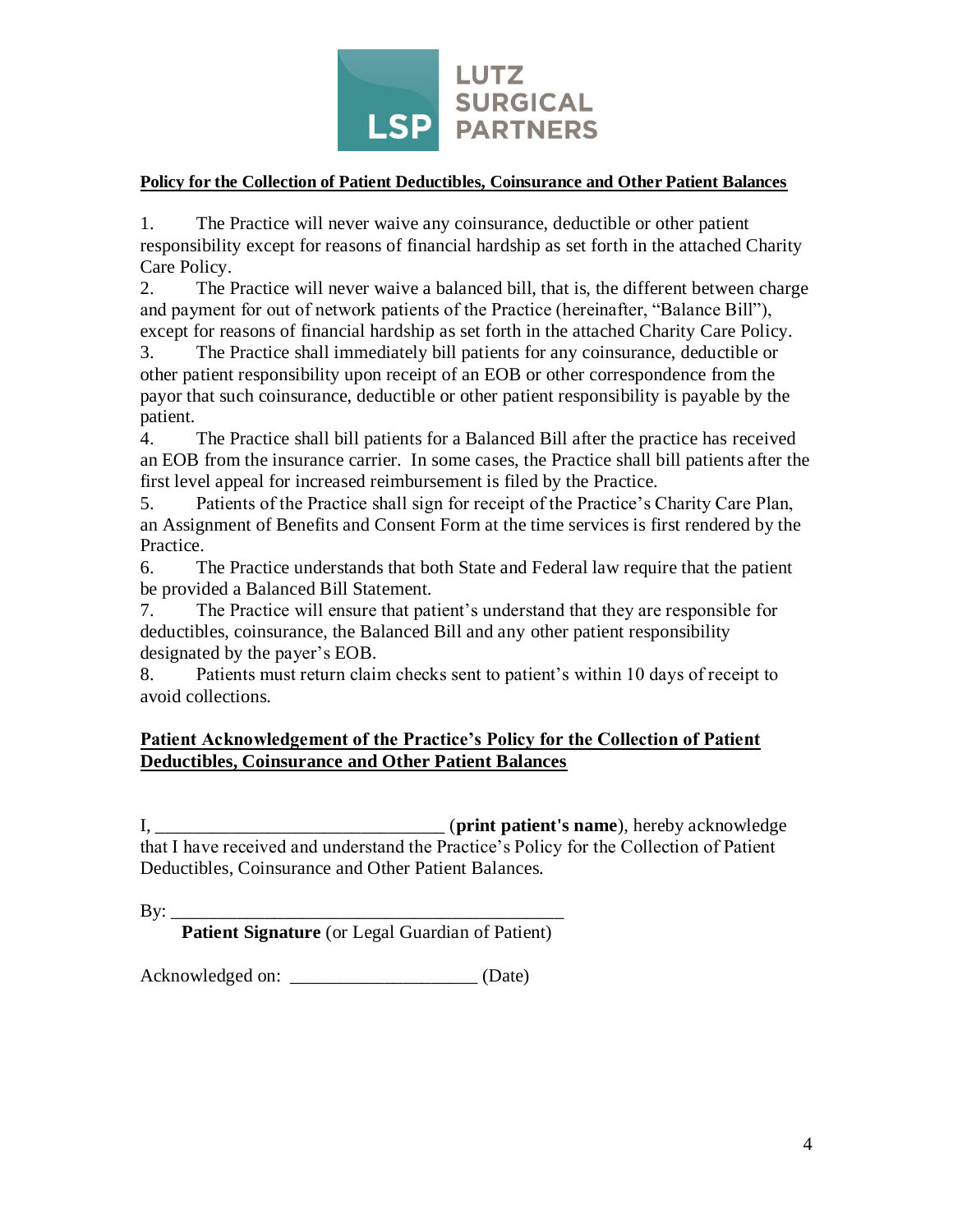LUTZ SURGICAL PARTNERS

**Policy for the Collection of Patient Deductibles, Coinsurance and Other Patient Balances**

1. The Practice will never waive any coinsurance, deductible or other patient responsibility except for reasons of financial hardship as set forth in the attached Charity Care Policy.
2. The Practice will never waive a balanced bill, that is, the different between charge and payment for out of network patients of the Practice (hereinafter, "Balance Bill"), except for reasons of financial hardship as set forth in the attached Charity Care Policy.
3. The Practice shall immediately bill patients for any coinsurance, deductible or other patient responsibility upon receipt of an EOB or other correspondence from the payor that such coinsurance, deductible or other patient responsibility is payable by the patient.
4. The Practice shall bill patients for a Balanced Bill after the practice has received an EOB from the insurance carrier. In some cases, the Practice shall bill patients after the first level appeal for increased reimbursement is filed by the Practice.
5. Patients of the Practice shall sign for receipt of the Practice's Charity Care Plan, an Assignment of Benefits and Consent Form at the time services is first rendered by the Practice.
6. The Practice understands that both State and Federal law require that the patient be provided a Balanced Bill Statement.
7. The Practice will ensure that patient's understand that they are responsible for deductibles, coinsurance, the Balanced Bill and any other patient responsibility designated by the payer's EOB.
8. Patients must return claim checks sent to patient's within 10 days of receipt to avoid collections.

**Patient Acknowledgement of the Practice's Policy for the Collection of Patient Deductibles, Coinsurance and Other Patient Balances**

I, ______________________________ (**print patient's name**), hereby acknowledge that I have received and understand the Practice's Policy for the Collection of Patient Deductibles, Coinsurance and Other Patient Balances.

By: ___________________________________________

**Patient Signature** (or Legal Guardian of Patient)

Acknowledged on: ____________________ (Date)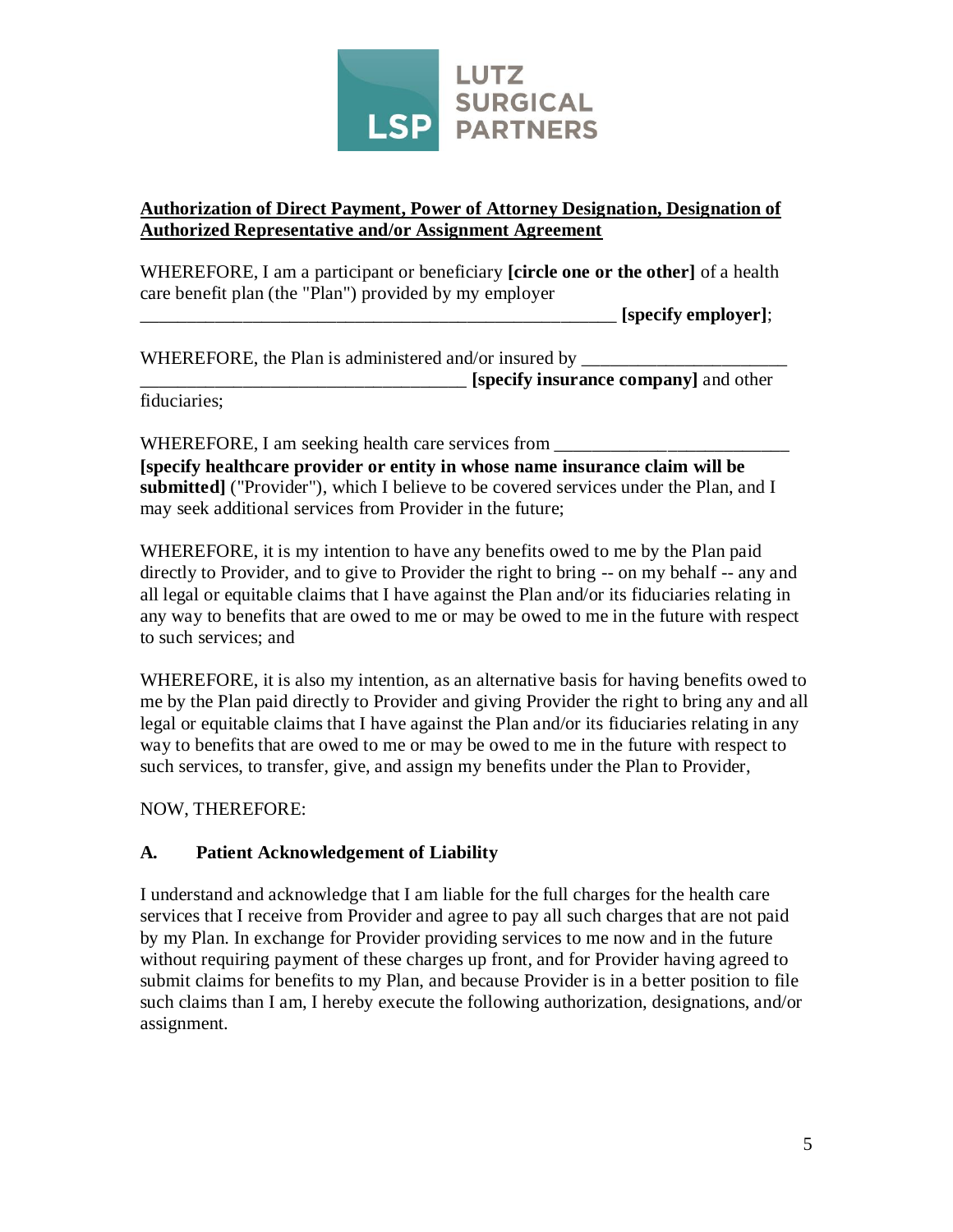LUTZ SURGICAL PARTNERS

**Authorization of Direct Payment, Power of Attorney Designation, Designation of Authorized Representative and/or Assignment Agreement**

WHEREFORE, I am a participant or beneficiary **[circle one or the other]** of a health care benefit plan (the "Plan") provided by my employer _____________________________________________________ **[specify employer]**;

WHEREFORE, the Plan is administered and/or insured by ______________________ ___________________________________ **[specify insurance company]** and other fiduciaries;

WHEREFORE, I am seeking health care services from __________________________ **[specify healthcare provider or entity in whose name insurance claim will be submitted]** ("Provider"), which I believe to be covered services under the Plan, and I may seek additional services from Provider in the future;

WHEREFORE, it is my intention to have any benefits owed to me by the Plan paid directly to Provider, and to give to Provider the right to bring -- on my behalf -- any and all legal or equitable claims that I have against the Plan and/or its fiduciaries relating in any way to benefits that are owed to me or may be owed to me in the future with respect to such services; and

WHEREFORE, it is also my intention, as an alternative basis for having benefits owed to me by the Plan paid directly to Provider and giving Provider the right to bring any and all legal or equitable claims that I have against the Plan and/or its fiduciaries relating in any way to benefits that are owed to me or may be owed to me in the future with respect to such services, to transfer, give, and assign my benefits under the Plan to Provider,

NOW, THEREFORE:

## A. Patient Acknowledgement of Liability

I understand and acknowledge that I am liable for the full charges for the health care services that I receive from Provider and agree to pay all such charges that are not paid by my Plan. In exchange for Provider providing services to me now and in the future without requiring payment of these charges up front, and for Provider having agreed to submit claims for benefits to my Plan, and because Provider is in a better position to file such claims than I am, I hereby execute the following authorization, designations, and/or assignment.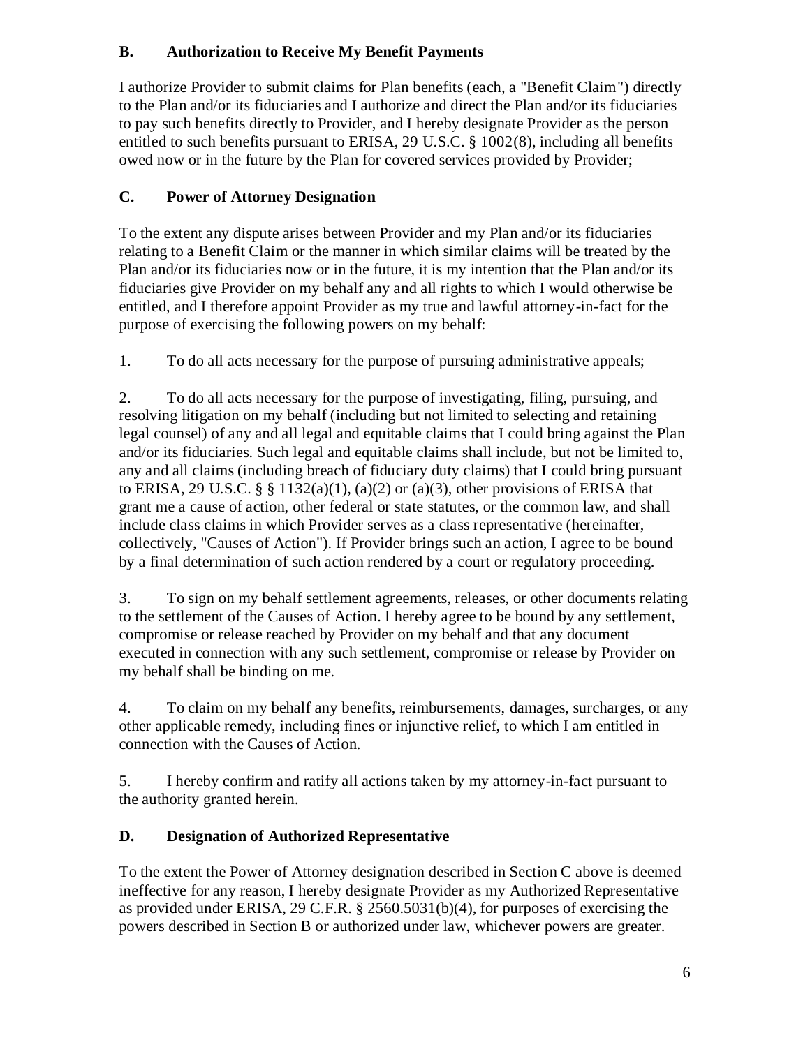## B. Authorization to Receive My Benefit Payments

I authorize Provider to submit claims for Plan benefits (each, a "Benefit Claim") directly to the Plan and/or its fiduciaries and I authorize and direct the Plan and/or its fiduciaries to pay such benefits directly to Provider, and I hereby designate Provider as the person entitled to such benefits pursuant to ERISA, 29 U.S.C. § 1002(8), including all benefits owed now or in the future by the Plan for covered services provided by Provider;

## C. Power of Attorney Designation

To the extent any dispute arises between Provider and my Plan and/or its fiduciaries relating to a Benefit Claim or the manner in which similar claims will be treated by the Plan and/or its fiduciaries now or in the future, it is my intention that the Plan and/or its fiduciaries give Provider on my behalf any and all rights to which I would otherwise be entitled, and I therefore appoint Provider as my true and lawful attorney-in-fact for the purpose of exercising the following powers on my behalf:

1. To do all acts necessary for the purpose of pursuing administrative appeals;

2. To do all acts necessary for the purpose of investigating, filing, pursuing, and resolving litigation on my behalf (including but not limited to selecting and retaining legal counsel) of any and all legal and equitable claims that I could bring against the Plan and/or its fiduciaries. Such legal and equitable claims shall include, but not be limited to, any and all claims (including breach of fiduciary duty claims) that I could bring pursuant to ERISA, 29 U.S.C. § § 1132(a)(1), (a)(2) or (a)(3), other provisions of ERISA that grant me a cause of action, other federal or state statutes, or the common law, and shall include class claims in which Provider serves as a class representative (hereinafter, collectively, "Causes of Action"). If Provider brings such an action, I agree to be bound by a final determination of such action rendered by a court or regulatory proceeding.

3. To sign on my behalf settlement agreements, releases, or other documents relating to the settlement of the Causes of Action. I hereby agree to be bound by any settlement, compromise or release reached by Provider on my behalf and that any document executed in connection with any such settlement, compromise or release by Provider on my behalf shall be binding on me.

4. To claim on my behalf any benefits, reimbursements, damages, surcharges, or any other applicable remedy, including fines or injunctive relief, to which I am entitled in connection with the Causes of Action.

5. I hereby confirm and ratify all actions taken by my attorney-in-fact pursuant to the authority granted herein.

## D. Designation of Authorized Representative

To the extent the Power of Attorney designation described in Section C above is deemed ineffective for any reason, I hereby designate Provider as my Authorized Representative as provided under ERISA, 29 C.F.R. § 2560.5031(b)(4), for purposes of exercising the powers described in Section B or authorized under law, whichever powers are greater.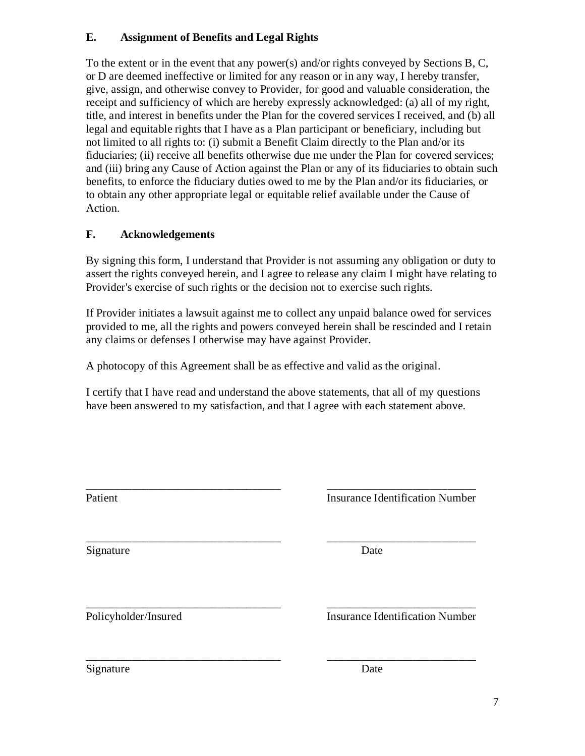## E. Assignment of Benefits and Legal Rights

To the extent or in the event that any power(s) and/or rights conveyed by Sections B, C, or D are deemed ineffective or limited for any reason or in any way, I hereby transfer, give, assign, and otherwise convey to Provider, for good and valuable consideration, the receipt and sufficiency of which are hereby expressly acknowledged: (a) all of my right, title, and interest in benefits under the Plan for the covered services I received, and (b) all legal and equitable rights that I have as a Plan participant or beneficiary, including but not limited to all rights to: (i) submit a Benefit Claim directly to the Plan and/or its fiduciaries; (ii) receive all benefits otherwise due me under the Plan for covered services; and (iii) bring any Cause of Action against the Plan or any of its fiduciaries to obtain such benefits, to enforce the fiduciary duties owed to me by the Plan and/or its fiduciaries, or to obtain any other appropriate legal or equitable relief available under the Cause of Action.

## F. Acknowledgements

By signing this form, I understand that Provider is not assuming any obligation or duty to assert the rights conveyed herein, and I agree to release any claim I might have relating to Provider's exercise of such rights or the decision not to exercise such rights.

If Provider initiates a lawsuit against me to collect any unpaid balance owed for services provided to me, all the rights and powers conveyed herein shall be rescinded and I retain any claims or defenses I otherwise may have against Provider.

A photocopy of this Agreement shall be as effective and valid as the original.

I certify that I have read and understand the above statements, that all of my questions have been answered to my satisfaction, and that I agree with each statement above.

| | |
|---|---|
| ______________________________ | ______________________________ |
| Patient | Insurance Identification Number |
| ______________________________ | ______________________________ |
| Signature | Date |
| ______________________________ | ______________________________ |
| Policyholder/Insured | Insurance Identification Number |
| ______________________________ | ______________________________ |
| Signature | Date |